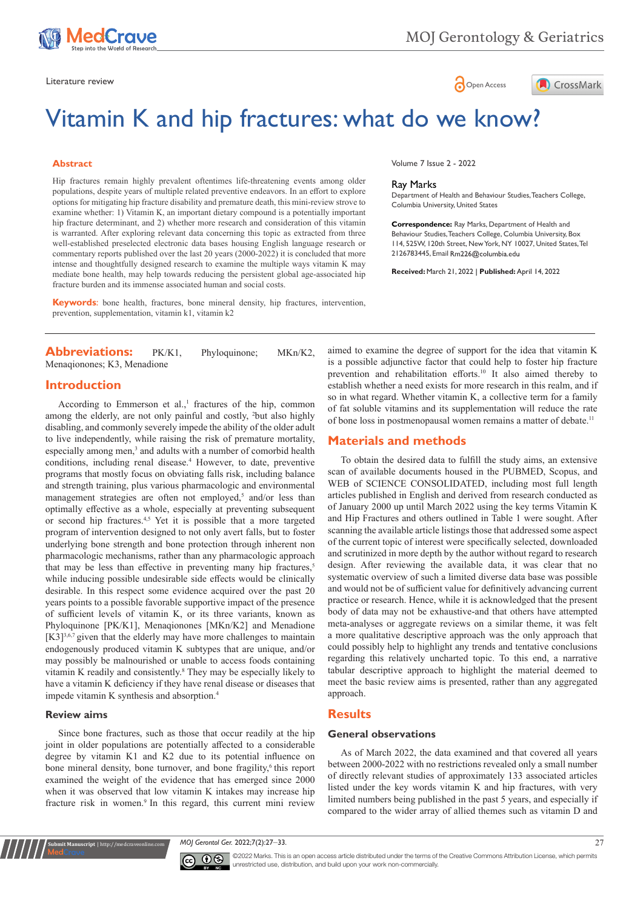Literature review

# Vitamin K and hip fractures: what do we know?

## Abstract

Hip fractures remain highly prevalent oftentimes life-threatening events among older populations, despite years of multiple related preventive endeavors. In an effort to explore options for mitigating hip fracture disability and premature death, this mini-review strove to examine whether: 1) Vitamin K, an important dietary compound is a potentially important hip fracture determinant, and 2) whether more research and consideration of this vitamin is warranted. After exploring relevant data concerning this topic as extracted from three well-established preselected electronic data bases housing English language research or commentary reports published over the last 20 years (2000-2022) it is concluded that more intense and thoughtfully designed research to examine the multiple ways vitamin K may mediate bone health, may help towards reducing the persistent global age-associated hip fracture burden and its immense associated human and social costs.

**Keywords**: bone health, fractures, bone mineral density, hip fractures, intervention, prevention, supplementation, vitamin k1, vitamin k2

Volume 7 Issue 2 - 2022

**Ray Marks**

Department of Health and Behaviour Studies, Teachers College, Columbia University, United States

**Correspondence:** Ray Marks, Department of Health and Behaviour Studies, Teachers College, Columbia University, Box 114, 525W, 120th Street, New York, NY 10027, United States, Tel 2126783445, Email Rm226@columbia.edu

**Received:** March 21, 2022 | **Published:** April 14, 2022

**Abbreviations:** PK/K1, Phyloquinone; MKn/K2, Menaqionones; K3, Menadione

## Introduction

According to Emmerson et al.,[1] fractures of the hip, common among the elderly, are not only painful and costly, [2]but also highly disabling, and commonly severely impede the ability of the older adult to live independently, while raising the risk of premature mortality, especially among men,[3] and adults with a number of comorbid health conditions, including renal disease.[4] However, to date, preventive programs that mostly focus on obviating falls risk, including balance and strength training, plus various pharmacologic and environmental management strategies are often not employed,[5] and/or less than optimally effective as a whole, especially at preventing subsequent or second hip fractures.[4,5] Yet it is possible that a more targeted program of intervention designed to not only avert falls, but to foster underlying bone strength and bone protection through inherent non pharmacologic mechanisms, rather than any pharmacologic approach that may be less than effective in preventing many hip fractures,[5] while inducing possible undesirable side effects would be clinically desirable. In this respect some evidence acquired over the past 20 years points to a possible favorable supportive impact of the presence of sufficient levels of vitamin K, or its three variants, known as Phyloquinone [PK/K1], Menaqionones [MKn/K2] and Menadione [K3][3,6,7] given that the elderly may have more challenges to maintain endogenously produced vitamin K subtypes that are unique, and/or may possibly be malnourished or unable to access foods containing vitamin K readily and consistently.[8] They may be especially likely to have a vitamin K deficiency if they have renal disease or diseases that impede vitamin K synthesis and absorption.[4]

### Review aims

Since bone fractures, such as those that occur readily at the hip joint in older populations are potentially affected to a considerable degree by vitamin K1 and K2 due to its potential influence on bone mineral density, bone turnover, and bone fragility,[6] this report examined the weight of the evidence that has emerged since 2000 when it was observed that low vitamin K intakes may increase hip fracture risk in women.[9] In this regard, this current mini review aimed to examine the degree of support for the idea that vitamin K is a possible adjunctive factor that could help to foster hip fracture prevention and rehabilitation efforts.[10] It also aimed thereby to establish whether a need exists for more research in this realm, and if so in what regard. Whether vitamin K, a collective term for a family of fat soluble vitamins and its supplementation will reduce the rate of bone loss in postmenopausal women remains a matter of debate.[11]

## Materials and methods

To obtain the desired data to fulfill the study aims, an extensive scan of available documents housed in the PUBMED, Scopus, and WEB of SCIENCE CONSOLIDATED, including most full length articles published in English and derived from research conducted as of January 2000 up until March 2022 using the key terms Vitamin K and Hip Fractures and others outlined in Table 1 were sought. After scanning the available article listings those that addressed some aspect of the current topic of interest were specifically selected, downloaded and scrutinized in more depth by the author without regard to research design. After reviewing the available data, it was clear that no systematic overview of such a limited diverse data base was possible and would not be of sufficient value for definitively advancing current practice or research. Hence, while it is acknowledged that the present body of data may not be exhaustive-and that others have attempted meta-analyses or aggregate reviews on a similar theme, it was felt a more qualitative descriptive approach was the only approach that could possibly help to highlight any trends and tentative conclusions regarding this relatively uncharted topic. To this end, a narrative tabular descriptive approach to highlight the material deemed to meet the basic review aims is presented, rather than any aggregated approach.

## Results

### General observations

As of March 2022, the data examined and that covered all years between 2000-2022 with no restrictions revealed only a small number of directly relevant studies of approximately 133 associated articles listed under the key words vitamin K and hip fractures, with very limited numbers being published in the past 5 years, and especially if compared to the wider array of allied themes such as vitamin D and

©2022 Marks. This is an open access article distributed under the terms of the Creative Commons Attribution License, which permits unrestricted use, distribution, and build upon your work non-commercially.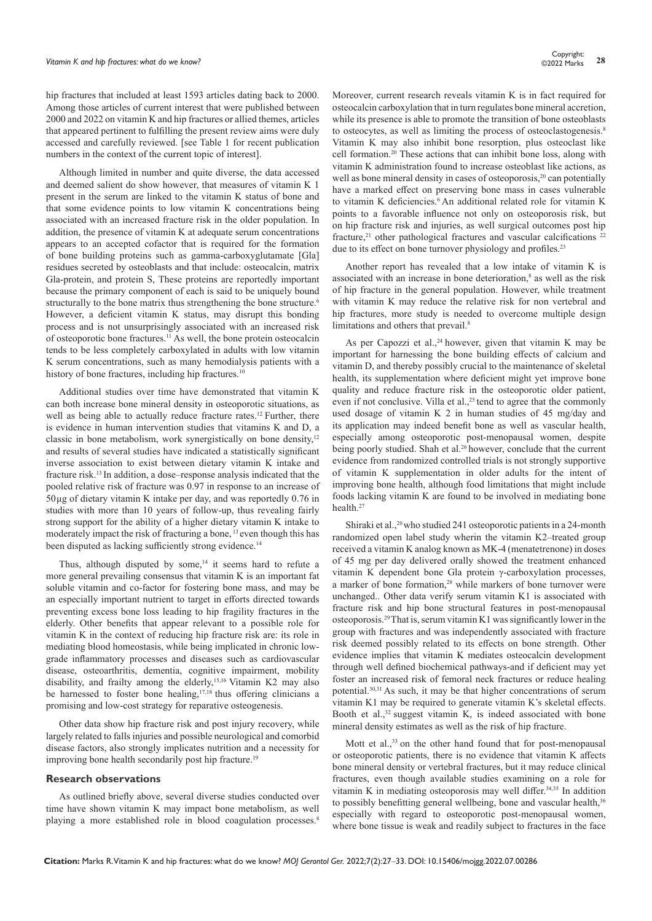hip fractures that included at least 1593 articles dating back to 2000. Among those articles of current interest that were published between 2000 and 2022 on vitamin K and hip fractures or allied themes, articles that appeared pertinent to fulfilling the present review aims were duly accessed and carefully reviewed. [see Table 1 for recent publication numbers in the context of the current topic of interest].

Although limited in number and quite diverse, the data accessed and deemed salient do show however, that measures of vitamin K 1 present in the serum are linked to the vitamin K status of bone and that some evidence points to low vitamin K concentrations being associated with an increased fracture risk in the older population. In addition, the presence of vitamin K at adequate serum concentrations appears to an accepted cofactor that is required for the formation of bone building proteins such as gamma-carboxyglutamate [Gla] residues secreted by osteoblasts and that include: osteocalcin, matrix Gla-protein, and protein S, These proteins are reportedly important because the primary component of each is said to be uniquely bound structurally to the bone matrix thus strengthening the bone structure.[6] However, a deficient vitamin K status, may disrupt this bonding process and is not unsurprisingly associated with an increased risk of osteoporotic bone fractures.[11] As well, the bone protein osteocalcin tends to be less completely carboxylated in adults with low vitamin K serum concentrations, such as many hemodialysis patients with a history of bone fractures, including hip fractures.[10]

Additional studies over time have demonstrated that vitamin K can both increase bone mineral density in osteoporotic situations, as well as being able to actually reduce fracture rates.[12] Further, there is evidence in human intervention studies that vitamins K and D, a classic in bone metabolism, work synergistically on bone density,[12] and results of several studies have indicated a statistically significant inverse association to exist between dietary vitamin K intake and fracture risk.[13] In addition, a dose–response analysis indicated that the pooled relative risk of fracture was 0.97 in response to an increase of 50μg of dietary vitamin K intake per day, and was reportedly 0.76 in studies with more than 10 years of follow-up, thus revealing fairly strong support for the ability of a higher dietary vitamin K intake to moderately impact the risk of fracturing a bone, [13] even though this has been disputed as lacking sufficiently strong evidence.[14]

Thus, although disputed by some,[14] it seems hard to refute a more general prevailing consensus that vitamin K is an important fat soluble vitamin and co-factor for fostering bone mass, and may be an especially important nutrient to target in efforts directed towards preventing excess bone loss leading to hip fragility fractures in the elderly. Other benefits that appear relevant to a possible role for vitamin K in the context of reducing hip fracture risk are: its role in mediating blood homeostasis, while being implicated in chronic low-grade inflammatory processes and diseases such as cardiovascular disease, osteoarthritis, dementia, cognitive impairment, mobility disability, and frailty among the elderly,[15,16] Vitamin K2 may also be harnessed to foster bone healing,[17,18] thus offering clinicians a promising and low-cost strategy for reparative osteogenesis.

Other data show hip fracture risk and post injury recovery, while largely related to falls injuries and possible neurological and comorbid disease factors, also strongly implicates nutrition and a necessity for improving bone health secondarily post hip fracture.[19]

## Research observations

As outlined briefly above, several diverse studies conducted over time have shown vitamin K may impact bone metabolism, as well playing a more established role in blood coagulation processes.[8] Moreover, current research reveals vitamin K is in fact required for osteocalcin carboxylation that in turn regulates bone mineral accretion, while its presence is able to promote the transition of bone osteoblasts to osteocytes, as well as limiting the process of osteoclastogenesis.[8] Vitamin K may also inhibit bone resorption, plus osteoclast like cell formation.[20] These actions that can inhibit bone loss, along with vitamin K administration found to increase osteoblast like actions, as well as bone mineral density in cases of osteoporosis,[20] can potentially have a marked effect on preserving bone mass in cases vulnerable to vitamin K deficiencies.[6] An additional related role for vitamin K points to a favorable influence not only on osteoporosis risk, but on hip fracture risk and injuries, as well surgical outcomes post hip fracture,[21] other pathological fractures and vascular calcifications [22] due to its effect on bone turnover physiology and profiles.[23]

Another report has revealed that a low intake of vitamin K is associated with an increase in bone deterioration,[8] as well as the risk of hip fracture in the general population. However, while treatment with vitamin K may reduce the relative risk for non vertebral and hip fractures, more study is needed to overcome multiple design limitations and others that prevail.[8]

As per Capozzi et al.,[24] however, given that vitamin K may be important for harnessing the bone building effects of calcium and vitamin D, and thereby possibly crucial to the maintenance of skeletal health, its supplementation where deficient might yet improve bone quality and reduce fracture risk in the osteoporotic older patient, even if not conclusive. Villa et al.,[25] tend to agree that the commonly used dosage of vitamin K 2 in human studies of 45 mg/day and its application may indeed benefit bone as well as vascular health, especially among osteoporotic post-menopausal women, despite being poorly studied. Shah et al.[26] however, conclude that the current evidence from randomized controlled trials is not strongly supportive of vitamin K supplementation in older adults for the intent of improving bone health, although food limitations that might include foods lacking vitamin K are found to be involved in mediating bone health.[27]

Shiraki et al.,[20] who studied 241 osteoporotic patients in a 24-month randomized open label study wherin the vitamin K2–treated group received a vitamin K analog known as MK-4 (menatetrenone) in doses of 45 mg per day delivered orally showed the treatment enhanced vitamin K dependent bone Gla protein γ-carboxylation processes, a marker of bone formation,[28] while markers of bone turnover were unchanged.. Other data verify serum vitamin K1 is associated with fracture risk and hip bone structural features in post-menopausal osteoporosis.[29] That is, serum vitamin K1 was significantly lower in the group with fractures and was independently associated with fracture risk deemed possibly related to its effects on bone strength. Other evidence implies that vitamin K mediates osteocalcin development through well defined biochemical pathways-and if deficient may yet foster an increased risk of femoral neck fractures or reduce healing potential.[30,31] As such, it may be that higher concentrations of serum vitamin K1 may be required to generate vitamin K's skeletal effects. Booth et al.,[32] suggest vitamin K, is indeed associated with bone mineral density estimates as well as the risk of hip fracture.

Mott et al.,[33] on the other hand found that for post-menopausal or osteoporotic patients, there is no evidence that vitamin K affects bone mineral density or vertebral fractures, but it may reduce clinical fractures, even though available studies examining on a role for vitamin K in mediating osteoporosis may well differ.[34,35] In addition to possibly benefitting general wellbeing, bone and vascular health,[36] especially with regard to osteoporotic post-menopausal women, where bone tissue is weak and readily subject to fractures in the face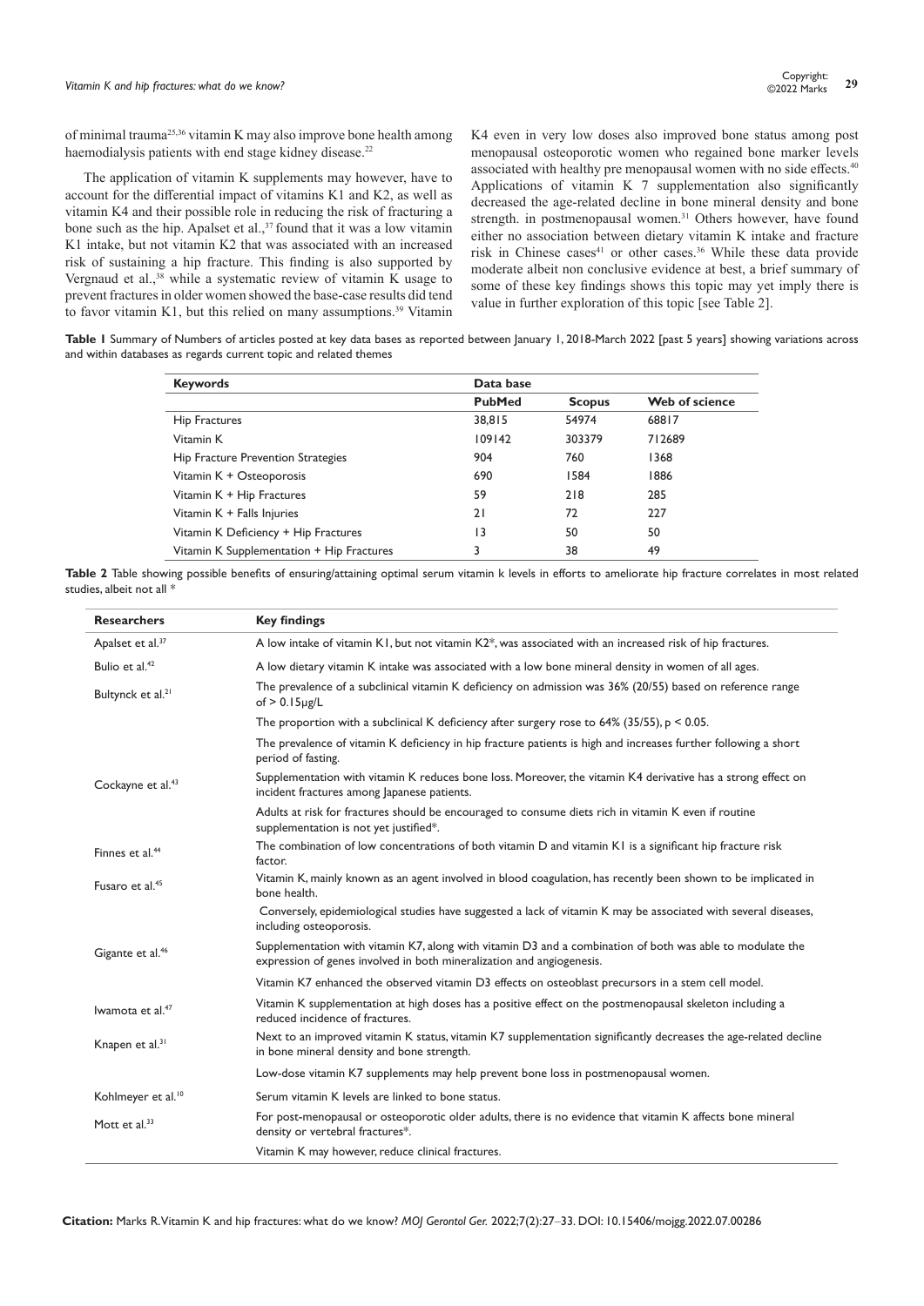of minimal trauma[25,36] vitamin K may also improve bone health among haemodialysis patients with end stage kidney disease.[22]

The application of vitamin K supplements may however, have to account for the differential impact of vitamins K1 and K2, as well as vitamin K4 and their possible role in reducing the risk of fracturing a bone such as the hip. Apalset et al.,[37] found that it was a low vitamin K1 intake, but not vitamin K2 that was associated with an increased risk of sustaining a hip fracture. This finding is also supported by Vergnaud et al.,[38] while a systematic review of vitamin K usage to prevent fractures in older women showed the base-case results did tend to favor vitamin K1, but this relied on many assumptions.[39] Vitamin K4 even in very low doses also improved bone status among post menopausal osteoporotic women who regained bone marker levels associated with healthy pre menopausal women with no side effects.[40] Applications of vitamin K 7 supplementation also significantly decreased the age-related decline in bone mineral density and bone strength. in postmenopausal women.[31] Others however, have found either no association between dietary vitamin K intake and fracture risk in Chinese cases[41] or other cases.[36] While these data provide moderate albeit non conclusive evidence at best, a brief summary of some of these key findings shows this topic may yet imply there is value in further exploration of this topic [see Table 2].

**Table 1** Summary of Numbers of articles posted at key data bases as reported between January 1, 2018-March 2022 [past 5 years] showing variations across and within databases as regards current topic and related themes

| Keywords | Data base | | |
|---|---|---|---|
| | PubMed | Scopus | Web of science |
| Hip Fractures | 38,815 | 54974 | 68817 |
| Vitamin K | 109142 | 303379 | 712689 |
| Hip Fracture Prevention Strategies | 904 | 760 | 1368 |
| Vitamin K + Osteoporosis | 690 | 1584 | 1886 |
| Vitamin K + Hip Fractures | 59 | 218 | 285 |
| Vitamin K + Falls Injuries | 21 | 72 | 227 |
| Vitamin K Deficiency + Hip Fractures | 13 | 50 | 50 |
| Vitamin K Supplementation + Hip Fractures | 3 | 38 | 49 |

**Table 2** Table showing possible benefits of ensuring/attaining optimal serum vitamin k levels in efforts to ameliorate hip fracture correlates in most related studies, albeit not all *

| Researchers | Key findings |
|---|---|
| Apalset et al.[37] | A low intake of vitamin K1, but not vitamin K2*, was associated with an increased risk of hip fractures. |
| Bulio et al.[42] | A low dietary vitamin K intake was associated with a low bone mineral density in women of all ages. |
| Bultynck et al.[21] | The prevalence of a subclinical vitamin K deficiency on admission was 36% (20/55) based on reference range of > 0.15µg/L |
| | The proportion with a subclinical K deficiency after surgery rose to 64% (35/55), $p < 0.05$. |
| | The prevalence of vitamin K deficiency in hip fracture patients is high and increases further following a short period of fasting. |
| Cockayne et al.[43] | Supplementation with vitamin K reduces bone loss. Moreover, the vitamin K4 derivative has a strong effect on incident fractures among Japanese patients. |
| | Adults at risk for fractures should be encouraged to consume diets rich in vitamin K even if routine supplementation is not yet justified*. |
| Finnes et al.[44] | The combination of low concentrations of both vitamin D and vitamin K1 is a significant hip fracture risk factor. |
| Fusaro et al.[45] | Vitamin K, mainly known as an agent involved in blood coagulation, has recently been shown to be implicated in bone health. |
| | Conversely, epidemiological studies have suggested a lack of vitamin K may be associated with several diseases, including osteoporosis. |
| Gigante et al.[46] | Supplementation with vitamin K7, along with vitamin D3 and a combination of both was able to modulate the expression of genes involved in both mineralization and angiogenesis. |
| | Vitamin K7 enhanced the observed vitamin D3 effects on osteoblast precursors in a stem cell model. |
| Iwamota et al.[47] | Vitamin K supplementation at high doses has a positive effect on the postmenopausal skeleton including a reduced incidence of fractures. |
| Knapen et al.[31] | Next to an improved vitamin K status, vitamin K7 supplementation significantly decreases the age-related decline in bone mineral density and bone strength. |
| | Low-dose vitamin K7 supplements may help prevent bone loss in postmenopausal women. |
| Kohlmeyer et al.[10] | Serum vitamin K levels are linked to bone status. |
| Mott et al.[33] | For post-menopausal or osteoporotic older adults, there is no evidence that vitamin K affects bone mineral density or vertebral fractures*. |
| | Vitamin K may however, reduce clinical fractures. |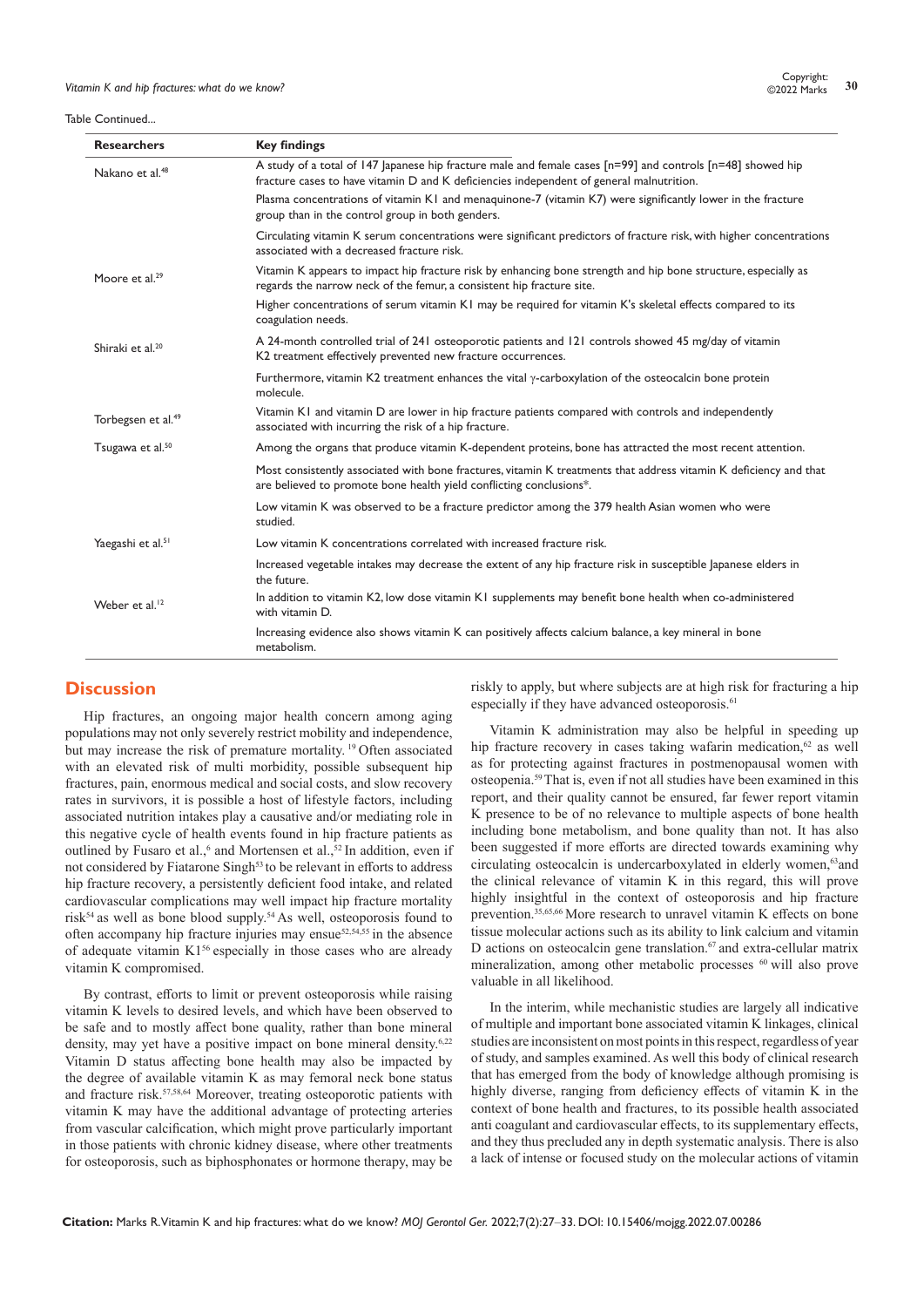Table Continued...

| Researchers | Key findings |
|---|---|
| Nakano et al.[48] | A study of a total of 147 Japanese hip fracture male and female cases [n=99] and controls [n=48] showed hip fracture cases to have vitamin D and K deficiencies independent of general malnutrition. |
| | Plasma concentrations of vitamin K1 and menaquinone-7 (vitamin K7) were significantly lower in the fracture group than in the control group in both genders. |
| | Circulating vitamin K serum concentrations were significant predictors of fracture risk, with higher concentrations associated with a decreased fracture risk. |
| Moore et al.[29] | Vitamin K appears to impact hip fracture risk by enhancing bone strength and hip bone structure, especially as regards the narrow neck of the femur, a consistent hip fracture site. |
| | Higher concentrations of serum vitamin K1 may be required for vitamin K's skeletal effects compared to its coagulation needs. |
| Shiraki et al.[20] | A 24-month controlled trial of 241 osteoporotic patients and 121 controls showed 45 mg/day of vitamin K2 treatment effectively prevented new fracture occurrences. |
| | Furthermore, vitamin K2 treatment enhances the vital γ-carboxylation of the osteocalcin bone protein molecule. |
| Torbegsen et al.[49] | Vitamin K1 and vitamin D are lower in hip fracture patients compared with controls and independently associated with incurring the risk of a hip fracture. |
| Tsugawa et al.[50] | Among the organs that produce vitamin K-dependent proteins, bone has attracted the most recent attention. |
| | Most consistently associated with bone fractures, vitamin K treatments that address vitamin K deficiency and that are believed to promote bone health yield conflicting conclusions*. |
| | Low vitamin K was observed to be a fracture predictor among the 379 health Asian women who were studied. |
| Yaegashi et al.[51] | Low vitamin K concentrations correlated with increased fracture risk. |
| | Increased vegetable intakes may decrease the extent of any hip fracture risk in susceptible Japanese elders in the future. |
| Weber et al.[12] | In addition to vitamin K2, low dose vitamin K1 supplements may benefit bone health when co-administered with vitamin D. |
| | Increasing evidence also shows vitamin K can positively affects calcium balance, a key mineral in bone metabolism. |

## Discussion

Hip fractures, an ongoing major health concern among aging populations may not only severely restrict mobility and independence, but may increase the risk of premature mortality.[19] Often associated with an elevated risk of multi morbidity, possible subsequent hip fractures, pain, enormous medical and social costs, and slow recovery rates in survivors, it is possible a host of lifestyle factors, including associated nutrition intakes play a causative and/or mediating role in this negative cycle of health events found in hip fracture patients as outlined by Fusaro et al.,[6] and Mortensen et al.,[52] In addition, even if not considered by Fiatarone Singh[53] to be relevant in efforts to address hip fracture recovery, a persistently deficient food intake, and related cardiovascular complications may well impact hip fracture mortality risk[54] as well as bone blood supply.[54] As well, osteoporosis found to often accompany hip fracture injuries may ensue[52,54,55] in the absence of adequate vitamin K1[56] especially in those cases who are already vitamin K compromised.

By contrast, efforts to limit or prevent osteoporosis while raising vitamin K levels to desired levels, and which have been observed to be safe and to mostly affect bone quality, rather than bone mineral density, may yet have a positive impact on bone mineral density.[6,22] Vitamin D status affecting bone health may also be impacted by the degree of available vitamin K as may femoral neck bone status and fracture risk.[57,58,64] Moreover, treating osteoporotic patients with vitamin K may have the additional advantage of protecting arteries from vascular calcification, which might prove particularly important in those patients with chronic kidney disease, where other treatments for osteoporosis, such as biphosphonates or hormone therapy, may be riskly to apply, but where subjects are at high risk for fracturing a hip especially if they have advanced osteoporosis.[61]

Vitamin K administration may also be helpful in speeding up hip fracture recovery in cases taking wafarin medication,[62] as well as for protecting against fractures in postmenopausal women with osteopenia.[59] That is, even if not all studies have been examined in this report, and their quality cannot be ensured, far fewer report vitamin K presence to be of no relevance to multiple aspects of bone health including bone metabolism, and bone quality than not. It has also been suggested if more efforts are directed towards examining why circulating osteocalcin is undercarboxylated in elderly women,[63]and the clinical relevance of vitamin K in this regard, this will prove highly insightful in the context of osteoporosis and hip fracture prevention.[35,65,66] More research to unravel vitamin K effects on bone tissue molecular actions such as its ability to link calcium and vitamin D actions on osteocalcin gene translation.[67] and extra-cellular matrix mineralization, among other metabolic processes [60] will also prove valuable in all likelihood.

In the interim, while mechanistic studies are largely all indicative of multiple and important bone associated vitamin K linkages, clinical studies are inconsistent on most points in this respect, regardless of year of study, and samples examined. As well this body of clinical research that has emerged from the body of knowledge although promising is highly diverse, ranging from deficiency effects of vitamin K in the context of bone health and fractures, to its possible health associated anti coagulant and cardiovascular effects, to its supplementary effects, and they thus precluded any in depth systematic analysis. There is also a lack of intense or focused study on the molecular actions of vitamin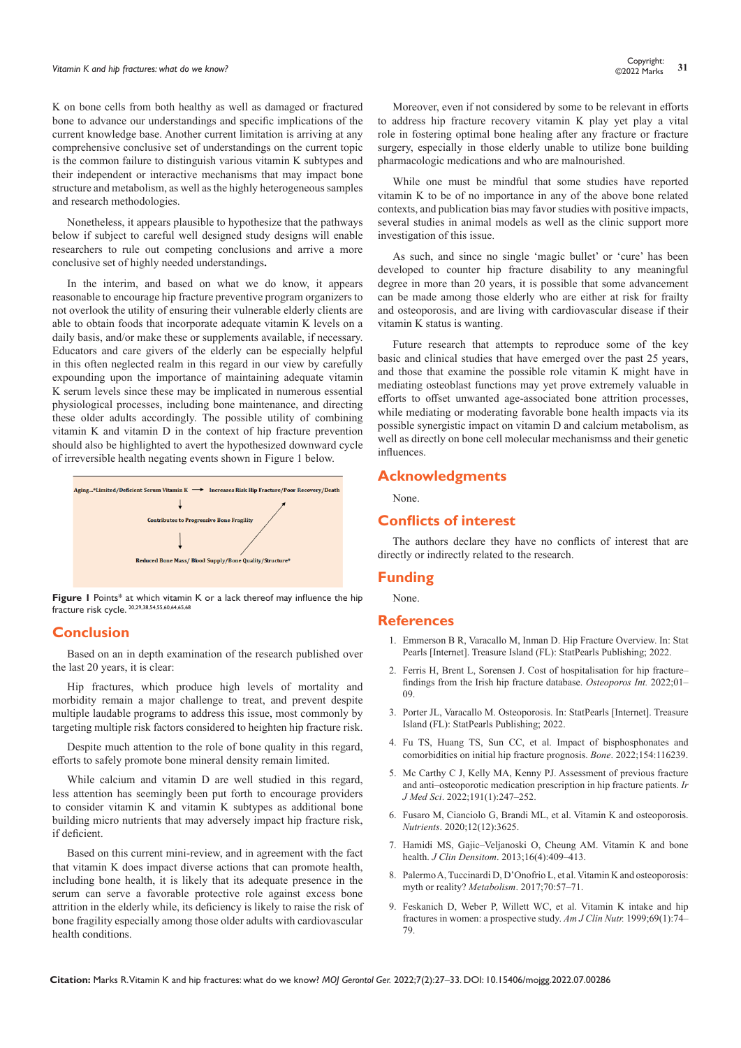K on bone cells from both healthy as well as damaged or fractured bone to advance our understandings and specific implications of the current knowledge base. Another current limitation is arriving at any comprehensive conclusive set of understandings on the current topic is the common failure to distinguish various vitamin K subtypes and their independent or interactive mechanisms that may impact bone structure and metabolism, as well as the highly heterogeneous samples and research methodologies.

Nonetheless, it appears plausible to hypothesize that the pathways below if subject to careful well designed study designs will enable researchers to rule out competing conclusions and arrive a more conclusive set of highly needed understandings.

In the interim, and based on what we do know, it appears reasonable to encourage hip fracture preventive program organizers to not overlook the utility of ensuring their vulnerable elderly clients are able to obtain foods that incorporate adequate vitamin K levels on a daily basis, and/or make these or supplements available, if necessary. Educators and care givers of the elderly can be especially helpful in this often neglected realm in this regard in our view by carefully expounding upon the importance of maintaining adequate vitamin K serum levels since these may be implicated in numerous essential physiological processes, including bone maintenance, and directing these older adults accordingly. The possible utility of combining vitamin K and vitamin D in the context of hip fracture prevention should also be highlighted to avert the hypothesized downward cycle of irreversible health negating events shown in Figure 1 below.

Aging...*Limited/Deficient Serum Vitamin K → Increases Risk Hip Fracture/Poor Recovery/Death

Contributes to Progressive Bone Fragility

Reduced Bone Mass/ Blood Supply/Bone Quality/Structure*

**Figure 1** Points* at which vitamin K or a lack thereof may influence the hip fracture risk cycle. [20,29,38,54,55,60,64,65,68]

## Conclusion

Based on an in depth examination of the research published over the last 20 years, it is clear:

Hip fractures, which produce high levels of mortality and morbidity remain a major challenge to treat, and prevent despite multiple laudable programs to address this issue, most commonly by targeting multiple risk factors considered to heighten hip fracture risk.

Despite much attention to the role of bone quality in this regard, efforts to safely promote bone mineral density remain limited.

While calcium and vitamin D are well studied in this regard, less attention has seemingly been put forth to encourage providers to consider vitamin K and vitamin K subtypes as additional bone building micro nutrients that may adversely impact hip fracture risk, if deficient.

Based on this current mini-review, and in agreement with the fact that vitamin K does impact diverse actions that can promote health, including bone health, it is likely that its adequate presence in the serum can serve a favorable protective role against excess bone attrition in the elderly while, its deficiency is likely to raise the risk of bone fragility especially among those older adults with cardiovascular health conditions.

Moreover, even if not considered by some to be relevant in efforts to address hip fracture recovery vitamin K play yet play a vital role in fostering optimal bone healing after any fracture or fracture surgery, especially in those elderly unable to utilize bone building pharmacologic medications and who are malnourished.

While one must be mindful that some studies have reported vitamin K to be of no importance in any of the above bone related contexts, and publication bias may favor studies with positive impacts, several studies in animal models as well as the clinic support more investigation of this issue.

As such, and since no single 'magic bullet' or 'cure' has been developed to counter hip fracture disability to any meaningful degree in more than 20 years, it is possible that some advancement can be made among those elderly who are either at risk for frailty and osteoporosis, and are living with cardiovascular disease if their vitamin K status is wanting.

Future research that attempts to reproduce some of the key basic and clinical studies that have emerged over the past 25 years, and those that examine the possible role vitamin K might have in mediating osteoblast functions may yet prove extremely valuable in efforts to offset unwanted age-associated bone attrition processes, while mediating or moderating favorable bone health impacts via its possible synergistic impact on vitamin D and calcium metabolism, as well as directly on bone cell molecular mechanismss and their genetic influences.

## Acknowledgments

None.

## Conflicts of interest

The authors declare they have no conflicts of interest that are directly or indirectly related to the research.

## Funding

None.

## References

1. Emmerson B R, Varacallo M, Inman D. Hip Fracture Overview. In: Stat Pearls [Internet]. Treasure Island (FL): StatPearls Publishing; 2022.
2. Ferris H, Brent L, Sorensen J. Cost of hospitalisation for hip fracture–findings from the Irish hip fracture database. *Osteoporos Int.* 2022;01–09.
3. Porter JL, Varacallo M. Osteoporosis. In: StatPearls [Internet]. Treasure Island (FL): StatPearls Publishing; 2022.
4. Fu TS, Huang TS, Sun CC, et al. Impact of bisphosphonates and comorbidities on initial hip fracture prognosis. *Bone*. 2022;154:116239.
5. Mc Carthy C J, Kelly MA, Kenny PJ. Assessment of previous fracture and anti–osteoporotic medication prescription in hip fracture patients. *Ir J Med Sci*. 2022;191(1):247–252.
6. Fusaro M, Cianciolo G, Brandi ML, et al. Vitamin K and osteoporosis. *Nutrients*. 2020;12(12):3625.
7. Hamidi MS, Gajic–Veljanoski O, Cheung AM. Vitamin K and bone health. *J Clin Densitom*. 2013;16(4):409–413.
8. Palermo A, Tuccinardi D, D'Onofrio L, et al. Vitamin K and osteoporosis: myth or reality? *Metabolism*. 2017;70:57–71.
9. Feskanich D, Weber P, Willett WC, et al. Vitamin K intake and hip fractures in women: a prospective study. *Am J Clin Nutr.* 1999;69(1):74–79.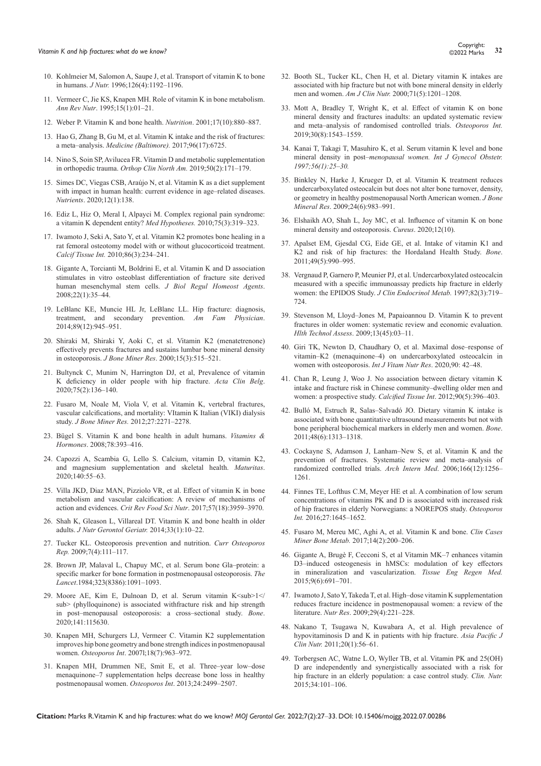10. Kohlmeier M, Salomon A, Saupe J, et al. Transport of vitamin K to bone in humans. *J Nutr.* 1996;126(4):1192–1196.
11. Vermeer C, Jie KS, Knapen MH. Role of vitamin K in bone metabolism. *Ann Rev Nutr*. 1995;15(1):01–21.
12. Weber P. Vitamin K and bone health. *Nutrition*. 2001;17(10):880–887.
13. Hao G, Zhang B, Gu M, et al. Vitamin K intake and the risk of fractures: a meta–analysis. *Medicine (Baltimore).* 2017;96(17):6725.
14. Nino S, Soin SP, Avilucea FR. Vitamin D and metabolic supplementation in orthopedic trauma. *Orthop Clin North Am.* 2019;50(2):171–179.
15. Simes DC, Viegas CSB, Araújo N, et al. Vitamin K as a diet supplement with impact in human health: current evidence in age–related diseases. *Nutrients*. 2020;12(1):138.
16. Ediz L, Hiz O, Meral I, Alpayci M. Complex regional pain syndrome: a vitamin K dependent entity? *Med Hypotheses.* 2010;75(3):319–323.
17. Iwamoto J, Seki A, Sato Y, et al. Vitamin K2 promotes bone healing in a rat femoral osteotomy model with or without glucocorticoid treatment. *Calcif Tissue Int.* 2010;86(3):234–241.
18. Gigante A, Torcianti M, Boldrini E, et al. Vitamin K and D association stimulates in vitro osteoblast differentiation of fracture site derived human mesenchymal stem cells. *J Biol Regul Homeost Agents*. 2008;22(1):35–44.
19. LeBlanc KE, Muncie HL Jr, LeBlanc LL. Hip fracture: diagnosis, treatment, and secondary prevention. *Am Fam Physician*. 2014;89(12):945–951.
20. Shiraki M, Shiraki Y, Aoki C, et sl. Vitamin K2 (menatetrenone) effectively prevents fractures and sustains lumbar bone mineral density in osteoporosis. *J Bone Miner Res*. 2000;15(3):515–521.
21. Bultynck C, Munim N, Harrington DJ, et al, Prevalence of vitamin K deficiency in older people with hip fracture. *Acta Clin Belg*. 2020;75(2):136–140.
22. Fusaro M, Noale M, Viola V, et al. Vitamin K, vertebral fractures, vascular calcifications, and mortality: VItamin K Italian (VIKI) dialysis study. *J Bone Miner Res.* 2012;27:2271–2278.
23. Bügel S. Vitamin K and bone health in adult humans. *Vitamins & Hormones*. 2008;78:393–416.
24. Capozzi A, Scambia G, Lello S. Calcium, vitamin D, vitamin K2, and magnesium supplementation and skeletal health. *Maturitas*. 2020;140:55–63.
25. Villa JKD, Diaz MAN, Pizziolo VR, et al. Effect of vitamin K in bone metabolism and vascular calcification: A review of mechanisms of action and evidences. *Crit Rev Food Sci Nutr*. 2017;57(18):3959–3970.
26. Shah K, Gleason L, Villareal DT. Vitamin K and bone health in older adults. *J Nutr Gerontol Geriatr.* 2014;33(1):10–22.
27. Tucker KL. Osteoporosis prevention and nutrition. *Curr Osteoporos Rep.* 2009;7(4):111–117.
28. Brown JP, Malaval L, Chapuy MC, et al. Serum bone Gla–protein: a specific marker for bone formation in postmenopausal osteoporosis. *The Lancet*.1984;323(8386):1091–1093.
29. Moore AE, Kim E, Dulnoan D, et al. Serum vitamin K<sub>1</sub> (phylloquinone) is associated withfracture risk and hip strength in post–menopausal osteoporosis: a cross–sectional study. *Bone*. 2020;141:115630.
30. Knapen MH, Schurgers LJ, Vermeer C. Vitamin K2 supplementation improves hip bone geometry and bone strength indices in postmenopausal women. *Osteoporos Int*. 2007l;18(7):963–972.
31. Knapen MH, Drummen NE, Smit E, et al. Three–year low–dose menaquinone–7 supplementation helps decrease bone loss in healthy postmenopausal women. *Osteoporos Int*. 2013;24:2499–2507.
32. Booth SL, Tucker KL, Chen H, et al. Dietary vitamin K intakes are associated with hip fracture but not with bone mineral density in elderly men and women. *Am J Clin Nutr.* 2000;71(5):1201–1208.
33. Mott A, Bradley T, Wright K, et al. Effect of vitamin K on bone mineral density and fractures inadults: an updated systematic review and meta–analysis of randomised controlled trials. *Osteoporos Int.* 2019;30(8):1543–1559.
34. Kanai T, Takagi T, Masuhiro K, et al. Serum vitamin K level and bone mineral density in post–*menopausal women. Int J Gynecol Obstetr. 1997;56(1):25–30.*
35. Binkley N, Harke J, Krueger D, et al. Vitamin K treatment reduces undercarboxylated osteocalcin but does not alter bone turnover, density, or geometry in healthy postmenopausal North American women. *J Bone Mineral Res*. 2009;24(6):983–991.
36. Elshaikh AO, Shah L, Joy MC, et al. Influence of vitamin K on bone mineral density and osteoporosis. *Cureus*. 2020;12(10).
37. Apalset EM, Gjesdal CG, Eide GE, et al. Intake of vitamin K1 and K2 and risk of hip fractures: the Hordaland Health Study. *Bone*. 2011;49(5):990–995.
38. Vergnaud P, Garnero P, Meunier PJ, et al. Undercarboxylated osteocalcin measured with a specific immunoassay predicts hip fracture in elderly women: the EPIDOS Study. *J Clin Endocrinol Metab.* 1997;82(3):719–724.
39. Stevenson M, Lloyd–Jones M, Papaioannou D. Vitamin K to prevent fractures in older women: systematic review and economic evaluation. *Hlth Technol Assess*. 2009;13(45):03–11.
40. Giri TK, Newton D, Chaudhary O, et al. Maximal dose–response of vitamin–K2 (menaquinone–4) on undercarboxylated osteocalcin in women with osteoporosis. *Int J Vitam Nutr Res*. 2020,90: 42–48.
41. Chan R, Leung J, Woo J. No association between dietary vitamin K intake and fracture risk in Chinese community–dwelling older men and women: a prospective study. *Calcified Tissue Int*. 2012;90(5):396–403.
42. Bulló M, Estruch R, Salas–Salvadó JO. Dietary vitamin K intake is associated with bone quantitative ultrasound measurements but not with bone peripheral biochemical markers in elderly men and women. *Bone*. 2011;48(6):1313–1318.
43. Cockayne S, Adamson J, Lanham–New S, et al. Vitamin K and the prevention of fractures. Systematic review and meta–analysis of randomized controlled trials. *Arch Intern Med.* 2006;166(12):1256–1261.
44. Finnes TE, Lofthus C.M, Meyer HE et al. A combination of low serum concentrations of vitamins PK and D is associated with increased risk of hip fractures in elderly Norwegians: a NOREPOS study. *Osteoporos Int.* 2016;27:1645–1652.
45. Fusaro M, Mereu MC, Aghi A, et al. Vitamin K and bone. *Clin Cases Miner Bone Metab.* 2017;14(2):200–206.
46. Gigante A, Brugè F, Cecconi S, et al Vitamin MK–7 enhances vitamin D3–induced osteogenesis in hMSCs: modulation of key effectors in mineralization and vascularization. *Tissue Eng Regen Med.* 2015;9(6):691–701.
47. Iwamoto J, Sato Y, Takeda T, et al. High–dose vitamin K supplementation reduces fracture incidence in postmenopausal women: a review of the literature. *Nutr Res*. 2009;29(4):221–228.
48. Nakano T, Tsugawa N, Kuwabara A, et al. High prevalence of hypovitaminosis D and K in patients with hip fracture. *Asia Pacific J Clin Nutr.* 2011;20(1):56–61.
49. Torbergsen AC, Watne L.O, Wyller TB, et al. Vitamin PK and 25(OH) D are independently and synergistically associated with a risk for hip fracture in an elderly population: a case control study. *Clin. Nutr.* 2015;34:101–106.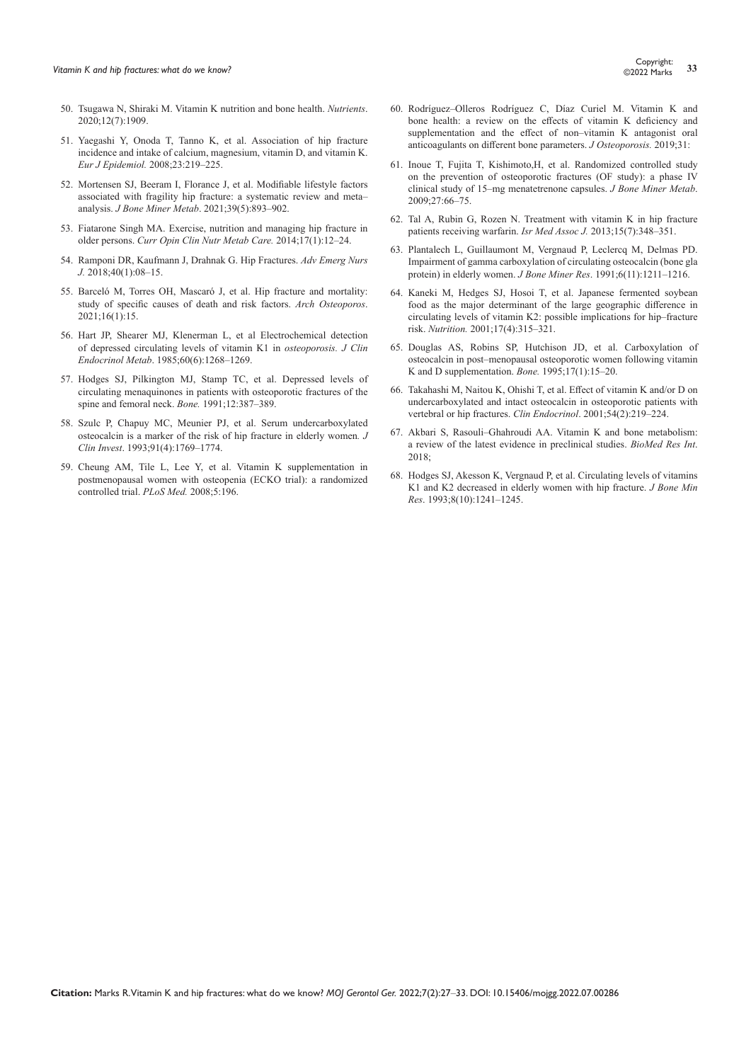50. Tsugawa N, Shiraki M. Vitamin K nutrition and bone health. *Nutrients*. 2020;12(7):1909.
51. Yaegashi Y, Onoda T, Tanno K, et al. Association of hip fracture incidence and intake of calcium, magnesium, vitamin D, and vitamin K. *Eur J Epidemiol.* 2008;23:219–225.
52. Mortensen SJ, Beeram I, Florance J, et al. Modifiable lifestyle factors associated with fragility hip fracture: a systematic review and meta–analysis. *J Bone Miner Metab*. 2021;39(5):893–902.
53. Fiatarone Singh MA. Exercise, nutrition and managing hip fracture in older persons. *Curr Opin Clin Nutr Metab Care.* 2014;17(1):12–24.
54. Ramponi DR, Kaufmann J, Drahnak G. Hip Fractures. *Adv Emerg Nurs J.* 2018;40(1):08–15.
55. Barceló M, Torres OH, Mascaró J, et al. Hip fracture and mortality: study of specific causes of death and risk factors. *Arch Osteoporos*. 2021;16(1):15.
56. Hart JP, Shearer MJ, Klenerman L, et al Electrochemical detection of depressed circulating levels of vitamin K1 in *osteoporosis. J Clin Endocrinol Metab*. 1985;60(6):1268–1269.
57. Hodges SJ, Pilkington MJ, Stamp TC, et al. Depressed levels of circulating menaquinones in patients with osteoporotic fractures of the spine and femoral neck. *Bone.* 1991;12:387–389.
58. Szulc P, Chapuy MC, Meunier PJ, et al. Serum undercarboxylated osteocalcin is a marker of the risk of hip fracture in elderly women. *J Clin Invest*. 1993;91(4):1769–1774.
59. Cheung AM, Tile L, Lee Y, et al. Vitamin K supplementation in postmenopausal women with osteopenia (ECKO trial): a randomized controlled trial. *PLoS Med.* 2008;5:196.
60. Rodríguez–Olleros Rodríguez C, Díaz Curiel M. Vitamin K and bone health: a review on the effects of vitamin K deficiency and supplementation and the effect of non–vitamin K antagonist oral anticoagulants on different bone parameters. *J Osteoporosis.* 2019;31:
61. Inoue T, Fujita T, Kishimoto,H, et al. Randomized controlled study on the prevention of osteoporotic fractures (OF study): a phase IV clinical study of 15–mg menatetrenone capsules. *J Bone Miner Metab*. 2009;27:66–75.
62. Tal A, Rubin G, Rozen N. Treatment with vitamin K in hip fracture patients receiving warfarin. *Isr Med Assoc J.* 2013;15(7):348–351.
63. Plantalech L, Guillaumont M, Vergnaud P, Leclercq M, Delmas PD. Impairment of gamma carboxylation of circulating osteocalcin (bone gla protein) in elderly women. *J Bone Miner Res*. 1991;6(11):1211–1216.
64. Kaneki M, Hedges SJ, Hosoi T, et al. Japanese fermented soybean food as the major determinant of the large geographic difference in circulating levels of vitamin K2: possible implications for hip–fracture risk. *Nutrition.* 2001;17(4):315–321.
65. Douglas AS, Robins SP, Hutchison JD, et al. Carboxylation of osteocalcin in post–menopausal osteoporotic women following vitamin K and D supplementation. *Bone.* 1995;17(1):15–20.
66. Takahashi M, Naitou K, Ohishi T, et al. Effect of vitamin K and/or D on undercarboxylated and intact osteocalcin in osteoporotic patients with vertebral or hip fractures. *Clin Endocrinol*. 2001;54(2):219–224.
67. Akbari S, Rasouli–Ghahroudi AA. Vitamin K and bone metabolism: a review of the latest evidence in preclinical studies. *BioMed Res Int*. 2018;
68. Hodges SJ, Akesson K, Vergnaud P, et al. Circulating levels of vitamins K1 and K2 decreased in elderly women with hip fracture. *J Bone Min Res*. 1993;8(10):1241–1245.